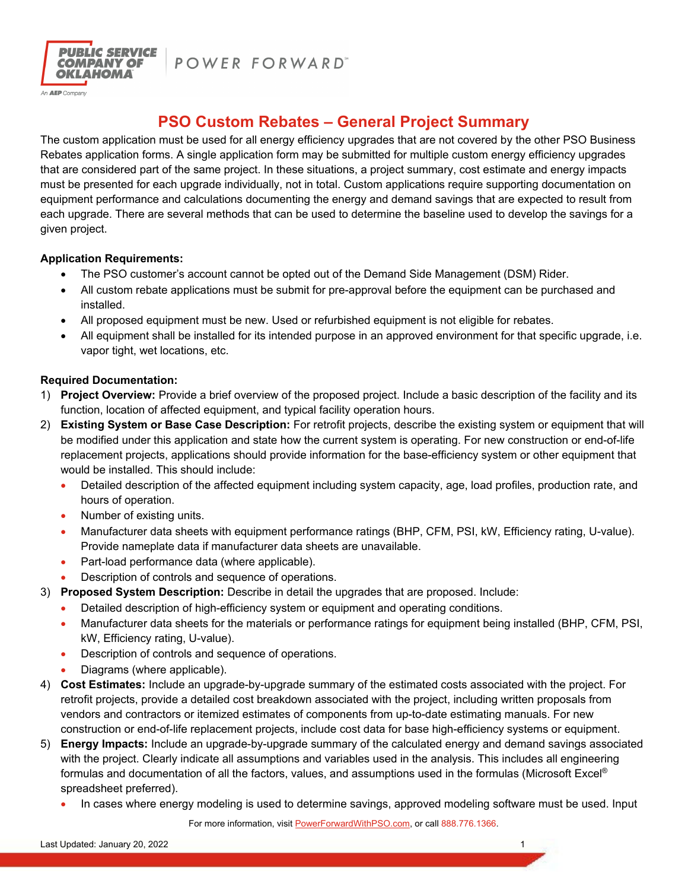# PSO Custom Rebates – General Project Summary

The custom application must be used for all energy efficiency upgrades that are not covered by the other PSO Business Rebates application forms. A single application form may be submitted for multiple custom energy efficiency upgrades that are considered part of the same project. In these situations, a project summary, cost estimate and energy impacts must be presented for each upgrade individually, not in total. Custom applications require supporting documentation on equipment performance and calculations documenting the energy and demand savings that are expected to result from each upgrade. There are several methods that can be used to determine the baseline used to develop the savings for a given project.

**Application Requirements:**

- The PSO customer's account cannot be opted out of the Demand Side Management (DSM) Rider.
- All custom rebate applications must be submit for pre-approval before the equipment can be purchased and installed.
- All proposed equipment must be new. Used or refurbished equipment is not eligible for rebates.
- All equipment shall be installed for its intended purpose in an approved environment for that specific upgrade, i.e. vapor tight, wet locations, etc.

**Required Documentation:**

1) **Project Overview:** Provide a brief overview of the proposed project. Include a basic description of the facility and its function, location of affected equipment, and typical facility operation hours.
2) **Existing System or Base Case Description:** For retrofit projects, describe the existing system or equipment that will be modified under this application and state how the current system is operating. For new construction or end-of-life replacement projects, applications should provide information for the base-efficiency system or other equipment that would be installed. This should include:
   - Detailed description of the affected equipment including system capacity, age, load profiles, production rate, and hours of operation.
   - Number of existing units.
   - Manufacturer data sheets with equipment performance ratings (BHP, CFM, PSI, kW, Efficiency rating, U-value). Provide nameplate data if manufacturer data sheets are unavailable.
   - Part-load performance data (where applicable).
   - Description of controls and sequence of operations.
3) **Proposed System Description:** Describe in detail the upgrades that are proposed. Include:
   - Detailed description of high-efficiency system or equipment and operating conditions.
   - Manufacturer data sheets for the materials or performance ratings for equipment being installed (BHP, CFM, PSI, kW, Efficiency rating, U-value).
   - Description of controls and sequence of operations.
   - Diagrams (where applicable).
4) **Cost Estimates:** Include an upgrade-by-upgrade summary of the estimated costs associated with the project. For retrofit projects, provide a detailed cost breakdown associated with the project, including written proposals from vendors and contractors or itemized estimates of components from up-to-date estimating manuals. For new construction or end-of-life replacement projects, include cost data for base high-efficiency systems or equipment.
5) **Energy Impacts:** Include an upgrade-by-upgrade summary of the calculated energy and demand savings associated with the project. Clearly indicate all assumptions and variables used in the analysis. This includes all engineering formulas and documentation of all the factors, values, and assumptions used in the formulas (Microsoft Excel® spreadsheet preferred).
   - In cases where energy modeling is used to determine savings, approved modeling software must be used. Input

For more information, visit PowerForwardWithPSO.com, or call 888.776.1366.

Last Updated: January 20, 2022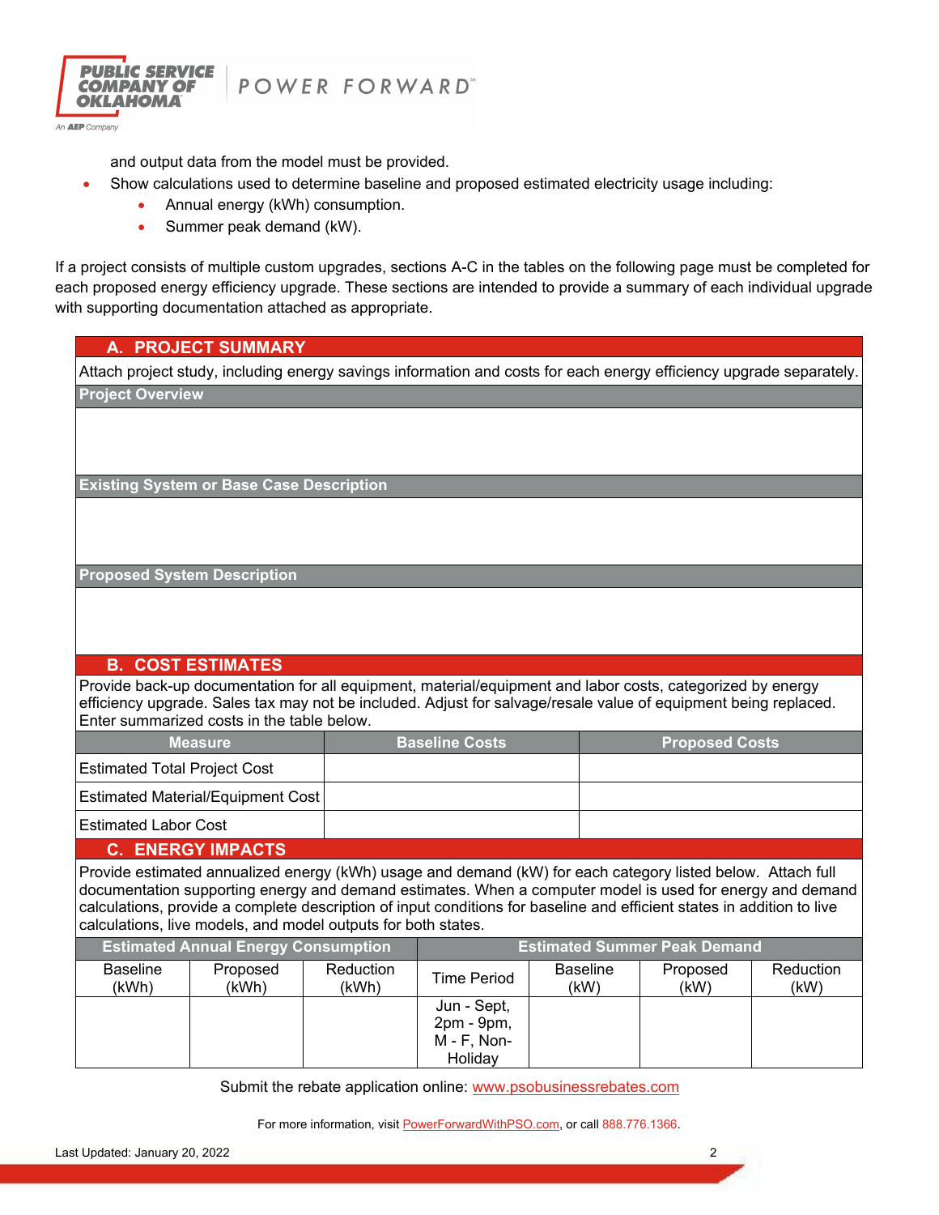and output data from the model must be provided.

- Show calculations used to determine baseline and proposed estimated electricity usage including:
  - Annual energy (kWh) consumption.
  - Summer peak demand (kW).

If a project consists of multiple custom upgrades, sections A-C in the tables on the following page must be completed for each proposed energy efficiency upgrade. These sections are intended to provide a summary of each individual upgrade with supporting documentation attached as appropriate.

## A. PROJECT SUMMARY

Attach project study, including energy savings information and costs for each energy efficiency upgrade separately.

**Project Overview**

**Existing System or Base Case Description**

**Proposed System Description**

## B. COST ESTIMATES

Provide back-up documentation for all equipment, material/equipment and labor costs, categorized by energy efficiency upgrade. Sales tax may not be included. Adjust for salvage/resale value of equipment being replaced. Enter summarized costs in the table below.

| Measure | Baseline Costs | Proposed Costs |
|---|---|---|
| Estimated Total Project Cost | | |
| Estimated Material/Equipment Cost | | |
| Estimated Labor Cost | | |

## C. ENERGY IMPACTS

Provide estimated annualized energy (kWh) usage and demand (kW) for each category listed below. Attach full documentation supporting energy and demand estimates. When a computer model is used for energy and demand calculations, provide a complete description of input conditions for baseline and efficient states in addition to live calculations, live models, and model outputs for both states.

| Estimated Annual Energy Consumption | | | Estimated Summer Peak Demand | | | |
|---|---|---|---|---|---|---|
| Baseline (kWh) | Proposed (kWh) | Reduction (kWh) | Time Period | Baseline (kW) | Proposed (kW) | Reduction (kW) |
| | | | Jun - Sept, 2pm - 9pm, M - F, Non-Holiday | | | |

Submit the rebate application online: www.psobusinessrebates.com

For more information, visit PowerForwardWithPSO.com, or call 888.776.1366.

Last Updated: January 20, 2022